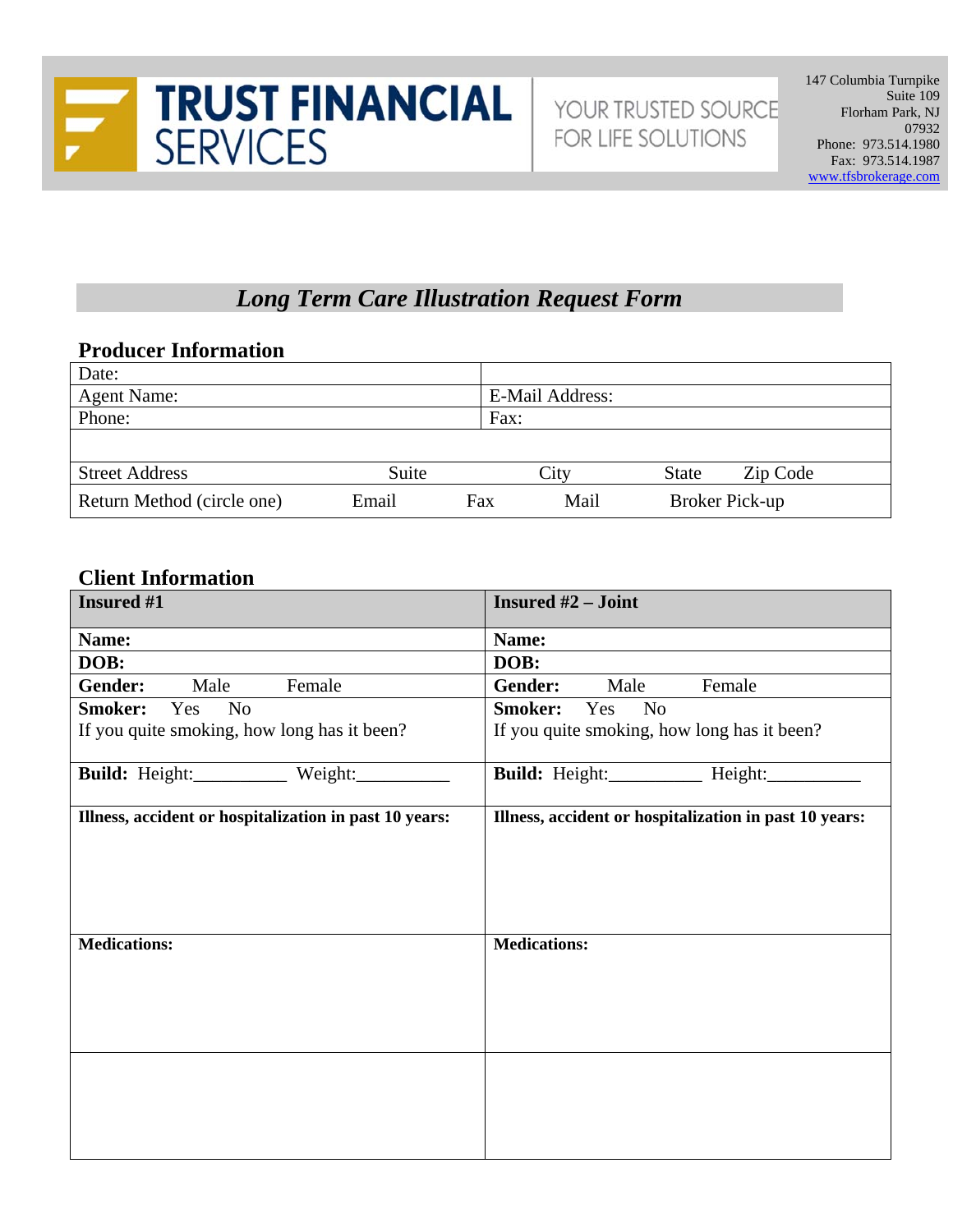**TRUST FINANCIAL SERVICES**

YOUR TRUSTED SOURCE FOR LIFE SOLUTIONS

147 Columbia Turnpike
Suite 109
Florham Park, NJ
07932
Phone: 973.514.1980
Fax: 973.514.1987
www.tfsbrokerage.com

# *Long Term Care Illustration Request Form*

## Producer Information

| Date: | | | | |
|---|---|---|---|---|
| Agent Name: | | E-Mail Address: | | |
| Phone: | | Fax: | | |
| | | | | |
| Street Address | Suite | City | State | Zip Code |
| Return Method (circle one) | Email | Fax | Mail | Broker Pick-up |

## Client Information

| **Insured #1** | **Insured #2 – Joint** |
|---|---|
| **Name:** | **Name:** |
| **DOB:** | **DOB:** |
| **Gender:** Male Female | **Gender:** Male Female |
| **Smoker:** Yes No<br>If you quite smoking, how long has it been? | **Smoker:** Yes No<br>If you quite smoking, how long has it been? |
| **Build:** Height:__________ Weight:__________ | **Build:** Height:__________ Height:__________ |
| **Illness, accident or hospitalization in past 10 years:** | **Illness, accident or hospitalization in past 10 years:** |
| **Medications:** | **Medications:** |
| | |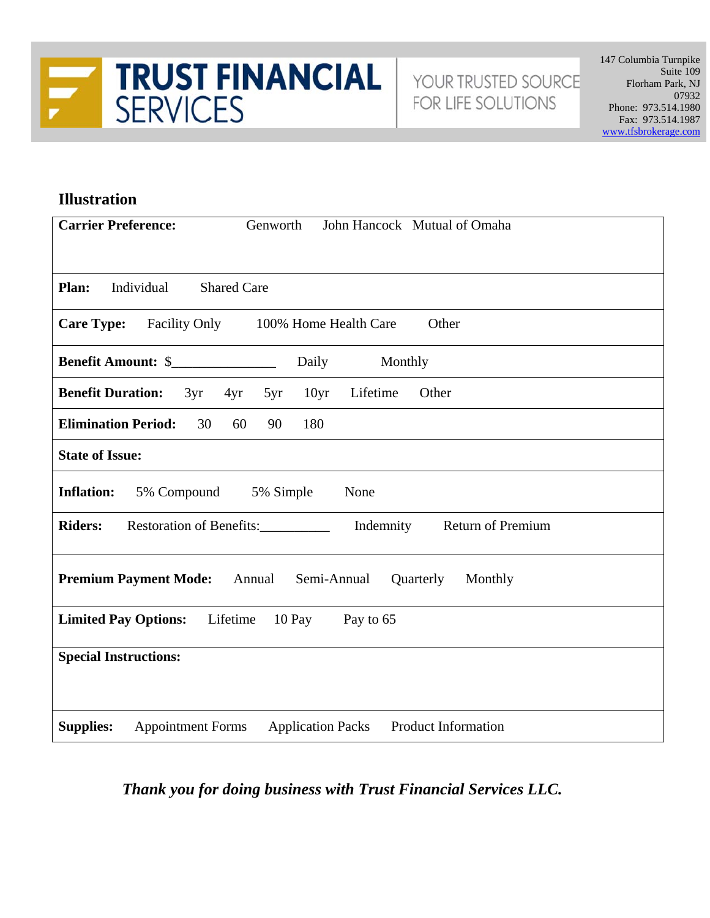**TRUST FINANCIAL SERVICES**

YOUR TRUSTED SOURCE FOR LIFE SOLUTIONS

147 Columbia Turnpike
Suite 109
Florham Park, NJ
07932
Phone: 973.514.1980
Fax: 973.514.1987
www.tfsbrokerage.com

## Illustration

| | |
|---|---|
| **Carrier Preference:** | Genworth John Hancock Mutual of Omaha |
| **Plan:** | Individual Shared Care |
| **Care Type:** | Facility Only 100% Home Health Care Other |
| **Benefit Amount:** | $_______________ Daily Monthly |
| **Benefit Duration:** | 3yr 4yr 5yr 10yr Lifetime Other |
| **Elimination Period:** | 30 60 90 180 |
| **State of Issue:** | |
| **Inflation:** | 5% Compound 5% Simple None |
| **Riders:** | Restoration of Benefits:__________ Indemnity Return of Premium |
| **Premium Payment Mode:** | Annual Semi-Annual Quarterly Monthly |
| **Limited Pay Options:** | Lifetime 10 Pay Pay to 65 |
| **Special Instructions:** | |
| **Supplies:** | Appointment Forms Application Packs Product Information |

***Thank you for doing business with Trust Financial Services LLC.***